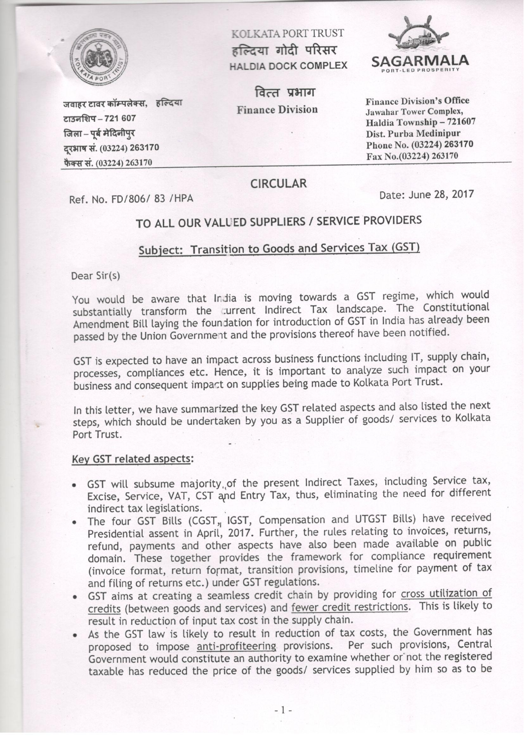KOLKATA PORT TRUST

हल्दिया गोदी परिसर

HALDIA DOCK COMPLEX

SAGARMALA
PORT-LED PROSPERITY

वित्त प्रभाग

Finance Division

जवाहर टावर कॉम्पलेक्स, हल्दिया
टाउनशिप – 721 607
जिला – पूर्व मेदिनीपुर
दूरभाष सं. (03224) 263170
फैक्स सं. (03224) 263170

Finance Division's Office
Jawahar Tower Complex,
Haldia Township – 721607
Dist. Purba Medinipur
Phone No. (03224) 263170
Fax No.(03224) 263170

## CIRCULAR

Ref. No. FD/806/ 83 /HPA

Date: June 28, 2017

### TO ALL OUR VALUED SUPPLIERS / SERVICE PROVIDERS

### Subject: Transition to Goods and Services Tax (GST)

Dear Sir(s)

You would be aware that India is moving towards a GST regime, which would substantially transform the current Indirect Tax landscape. The Constitutional Amendment Bill laying the foundation for introduction of GST in India has already been passed by the Union Government and the provisions thereof have been notified.

GST is expected to have an impact across business functions including IT, supply chain, processes, compliances etc. Hence, it is important to analyze such impact on your business and consequent impact on supplies being made to Kolkata Port Trust.

In this letter, we have summarized the key GST related aspects and also listed the next steps, which should be undertaken by you as a Supplier of goods/ services to Kolkata Port Trust.

**Key GST related aspects:**

- GST will subsume majority of the present Indirect Taxes, including Service tax, Excise, Service, VAT, CST and Entry Tax, thus, eliminating the need for different indirect tax legislations.
- The four GST Bills (CGST, IGST, Compensation and UTGST Bills) have received Presidential assent in April, 2017. Further, the rules relating to invoices, returns, refund, payments and other aspects have also been made available on public domain. These together provides the framework for compliance requirement (invoice format, return format, transition provisions, timeline for payment of tax and filing of returns etc.) under GST regulations.
- GST aims at creating a seamless credit chain by providing for cross utilization of credits (between goods and services) and fewer credit restrictions. This is likely to result in reduction of input tax cost in the supply chain.
- As the GST law is likely to result in reduction of tax costs, the Government has proposed to impose anti-profiteering provisions. Per such provisions, Central Government would constitute an authority to examine whether or not the registered taxable has reduced the price of the goods/ services supplied by him so as to be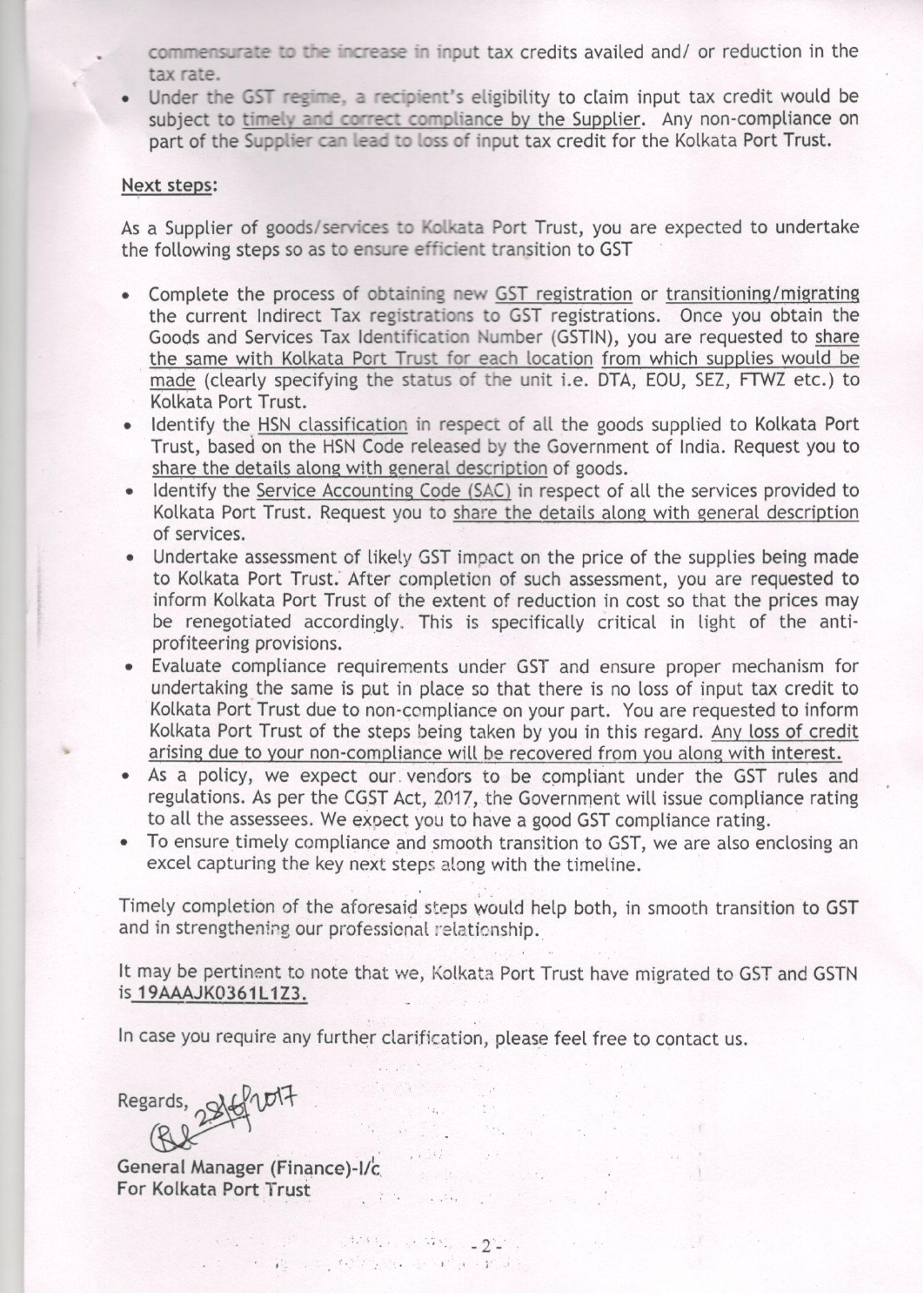commensurate to the increase in input tax credits availed and/ or reduction in the tax rate.

- Under the GST regime, a recipient's eligibility to claim input tax credit would be subject to timely and correct compliance by the Supplier. Any non-compliance on part of the Supplier can lead to loss of input tax credit for the Kolkata Port Trust.

**Next steps:**

As a Supplier of goods/services to Kolkata Port Trust, you are expected to undertake the following steps so as to ensure efficient transition to GST

- Complete the process of obtaining new GST registration or transitioning/migrating the current Indirect Tax registrations to GST registrations. Once you obtain the Goods and Services Tax Identification Number (GSTIN), you are requested to share the same with Kolkata Port Trust for each location from which supplies would be made (clearly specifying the status of the unit i.e. DTA, EOU, SEZ, FTWZ etc.) to Kolkata Port Trust.
- Identify the HSN classification in respect of all the goods supplied to Kolkata Port Trust, based on the HSN Code released by the Government of India. Request you to share the details along with general description of goods.
- Identify the Service Accounting Code (SAC) in respect of all the services provided to Kolkata Port Trust. Request you to share the details along with general description of services.
- Undertake assessment of likely GST impact on the price of the supplies being made to Kolkata Port Trust. After completion of such assessment, you are requested to inform Kolkata Port Trust of the extent of reduction in cost so that the prices may be renegotiated accordingly. This is specifically critical in light of the anti-profiteering provisions.
- Evaluate compliance requirements under GST and ensure proper mechanism for undertaking the same is put in place so that there is no loss of input tax credit to Kolkata Port Trust due to non-compliance on your part. You are requested to inform Kolkata Port Trust of the steps being taken by you in this regard. Any loss of credit arising due to your non-compliance will be recovered from you along with interest.
- As a policy, we expect our vendors to be compliant under the GST rules and regulations. As per the CGST Act, 2017, the Government will issue compliance rating to all the assessees. We expect you to have a good GST compliance rating.
- To ensure timely compliance and smooth transition to GST, we are also enclosing an excel capturing the key next steps along with the timeline.

Timely completion of the aforesaid steps would help both, in smooth transition to GST and in strengthening our professional relationship.

It may be pertinent to note that we, Kolkata Port Trust have migrated to GST and GSTN is 19AAAJK0361L1Z3.

In case you require any further clarification, please feel free to contact us.

Regards, 28/6/2017

General Manager (Finance)-I/c.
For Kolkata Port Trust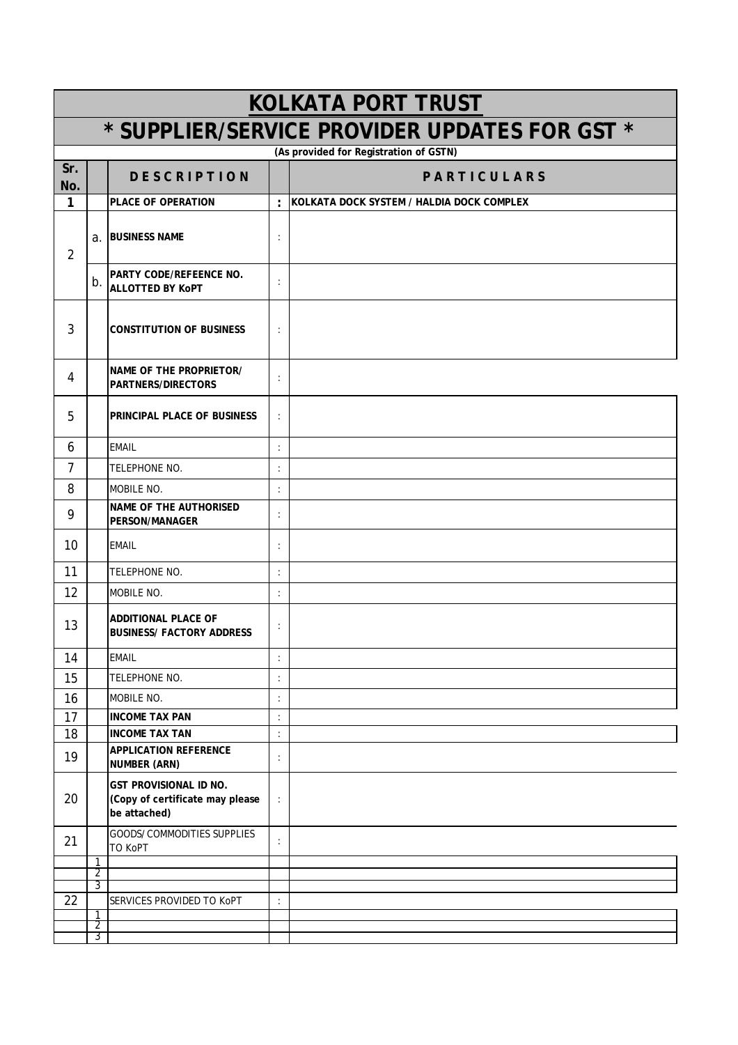# KOLKATA PORT TRUST

## * SUPPLIER/SERVICE PROVIDER UPDATES FOR GST *

**(As provided for Registration of GSTN)**

| Sr. No. | | DESCRIPTION | | PARTICULARS |
|---|---|---|---|---|
| 1 | | PLACE OF OPERATION | : | KOLKATA DOCK SYSTEM / HALDIA DOCK COMPLEX |
| 2 | a. | BUSINESS NAME | : | |
| | b. | PARTY CODE/REFEENCE NO. ALLOTTED BY KoPT | : | |
| 3 | | CONSTITUTION OF BUSINESS | : | |
| 4 | | NAME OF THE PROPRIETOR/ PARTNERS/DIRECTORS | : | |
| 5 | | PRINCIPAL PLACE OF BUSINESS | : | |
| 6 | | EMAIL | : | |
| 7 | | TELEPHONE NO. | : | |
| 8 | | MOBILE NO. | : | |
| 9 | | NAME OF THE AUTHORISED PERSON/MANAGER | : | |
| 10 | | EMAIL | : | |
| 11 | | TELEPHONE NO. | : | |
| 12 | | MOBILE NO. | : | |
| 13 | | ADDITIONAL PLACE OF BUSINESS/ FACTORY ADDRESS | : | |
| 14 | | EMAIL | : | |
| 15 | | TELEPHONE NO. | : | |
| 16 | | MOBILE NO. | : | |
| 17 | | INCOME TAX PAN | : | |
| 18 | | INCOME TAX TAN | : | |
| 19 | | APPLICATION REFERENCE NUMBER (ARN) | : | |
| 20 | | GST PROVISIONAL ID NO. (Copy of certificate may please be attached) | : | |
| 21 | | GOODS/ COMMODITIES SUPPLIES TO KoPT | : | |
| | 1 | | | |
| | 2 | | | |
| | 3 | | | |
| 22 | | SERVICES PROVIDED TO KoPT | : | |
| | 1 | | | |
| | 2 | | | |
| | 3 | | | |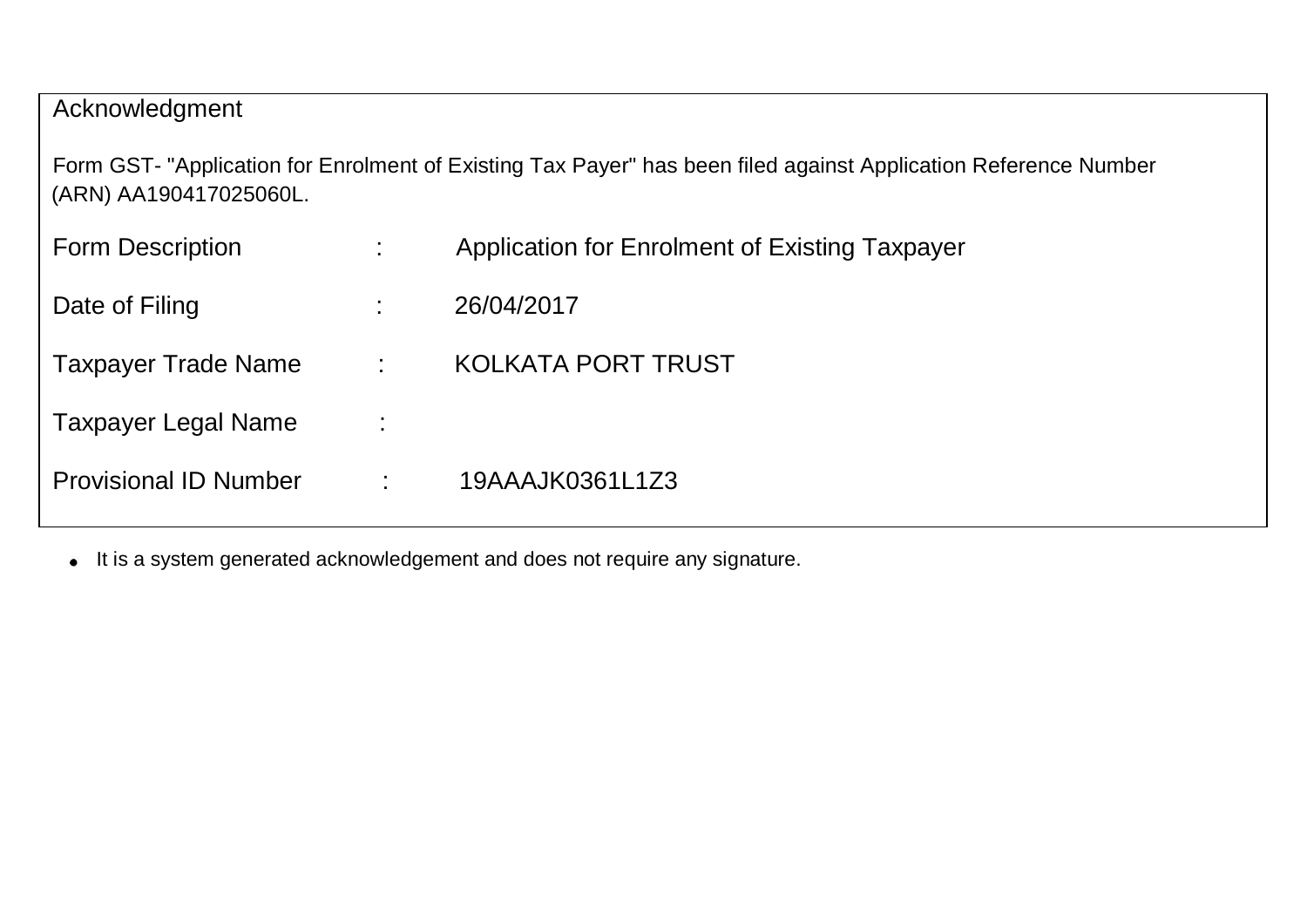## Acknowledgment

Form GST- "Application for Enrolment of Existing Tax Payer" has been filed against Application Reference Number (ARN) AA190417025060L.

| | | |
|---|---|---|
| Form Description | : | Application for Enrolment of Existing Taxpayer |
| Date of Filing | : | 26/04/2017 |
| Taxpayer Trade Name | : | KOLKATA PORT TRUST |
| Taxpayer Legal Name | : | |
| Provisional ID Number | : | 19AAAJK0361L1Z3 |

- It is a system generated acknowledgement and does not require any signature.